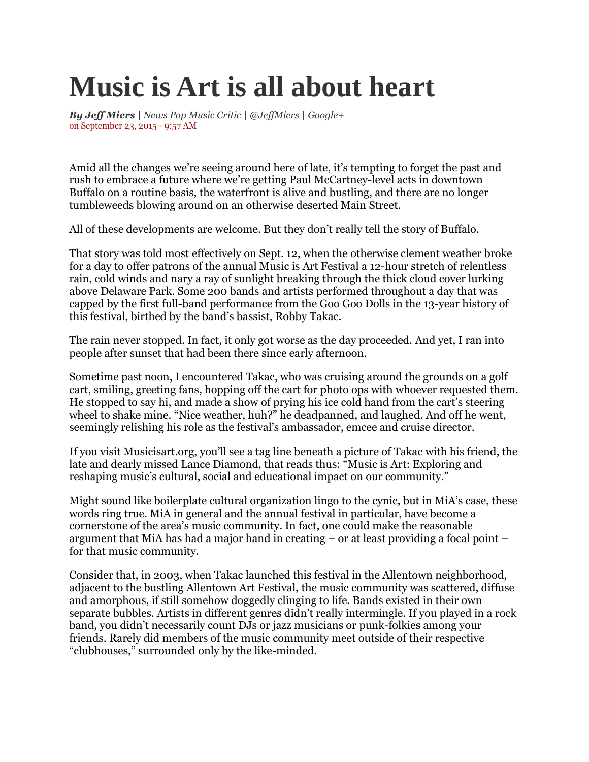# Music is Art is all about heart

***By Jeff Miers** | News Pop Music Critic | @JeffMiers | Google+*
on September 23, 2015 - 9:57 AM

Amid all the changes we're seeing around here of late, it's tempting to forget the past and rush to embrace a future where we're getting Paul McCartney-level acts in downtown Buffalo on a routine basis, the waterfront is alive and bustling, and there are no longer tumbleweeds blowing around on an otherwise deserted Main Street.

All of these developments are welcome. But they don't really tell the story of Buffalo.

That story was told most effectively on Sept. 12, when the otherwise clement weather broke for a day to offer patrons of the annual Music is Art Festival a 12-hour stretch of relentless rain, cold winds and nary a ray of sunlight breaking through the thick cloud cover lurking above Delaware Park. Some 200 bands and artists performed throughout a day that was capped by the first full-band performance from the Goo Goo Dolls in the 13-year history of this festival, birthed by the band's bassist, Robby Takac.

The rain never stopped. In fact, it only got worse as the day proceeded. And yet, I ran into people after sunset that had been there since early afternoon.

Sometime past noon, I encountered Takac, who was cruising around the grounds on a golf cart, smiling, greeting fans, hopping off the cart for photo ops with whoever requested them. He stopped to say hi, and made a show of prying his ice cold hand from the cart's steering wheel to shake mine. "Nice weather, huh?" he deadpanned, and laughed. And off he went, seemingly relishing his role as the festival's ambassador, emcee and cruise director.

If you visit Musicisart.org, you'll see a tag line beneath a picture of Takac with his friend, the late and dearly missed Lance Diamond, that reads thus: "Music is Art: Exploring and reshaping music's cultural, social and educational impact on our community."

Might sound like boilerplate cultural organization lingo to the cynic, but in MiA's case, these words ring true. MiA in general and the annual festival in particular, have become a cornerstone of the area's music community. In fact, one could make the reasonable argument that MiA has had a major hand in creating – or at least providing a focal point – for that music community.

Consider that, in 2003, when Takac launched this festival in the Allentown neighborhood, adjacent to the bustling Allentown Art Festival, the music community was scattered, diffuse and amorphous, if still somehow doggedly clinging to life. Bands existed in their own separate bubbles. Artists in different genres didn't really intermingle. If you played in a rock band, you didn't necessarily count DJs or jazz musicians or punk-folkies among your friends. Rarely did members of the music community meet outside of their respective "clubhouses," surrounded only by the like-minded.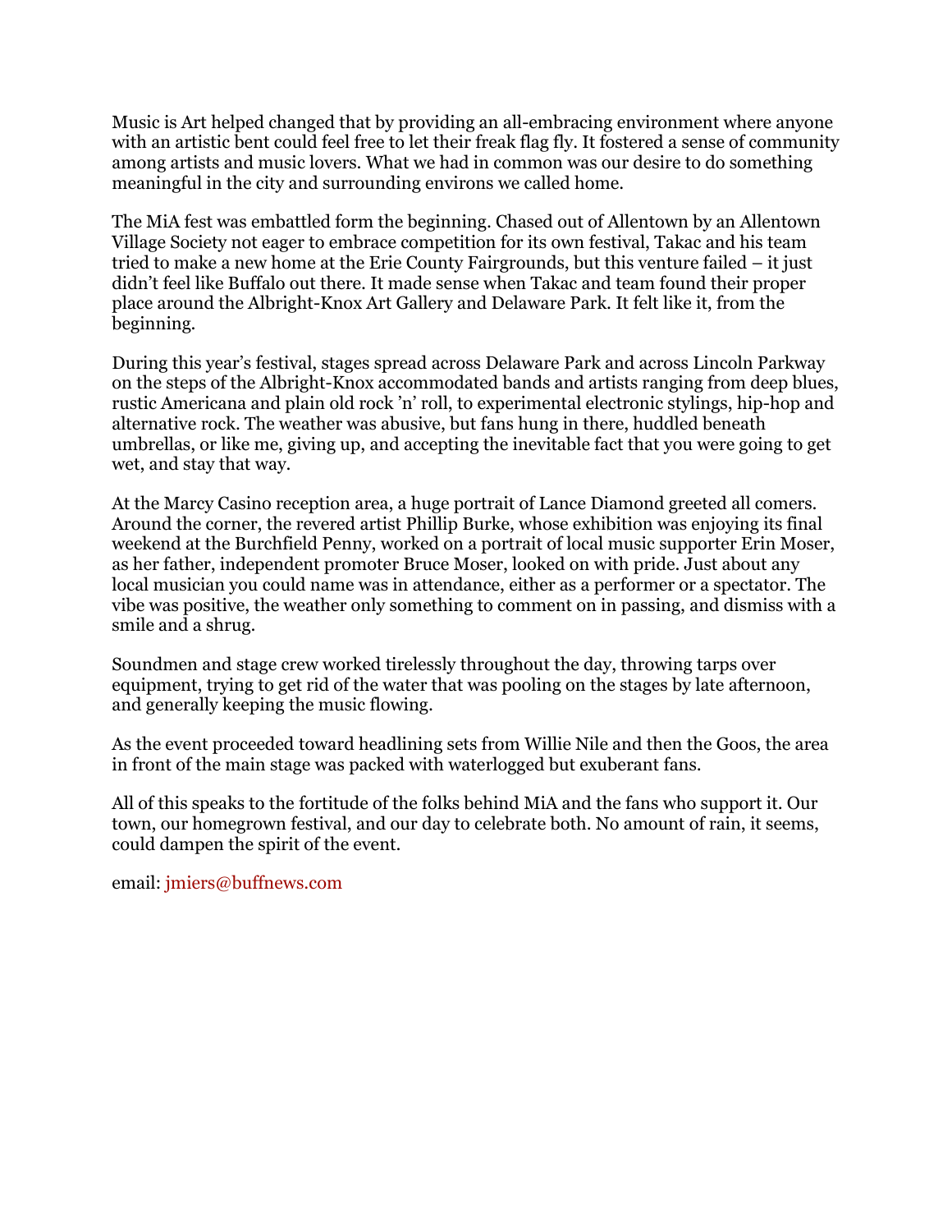Music is Art helped changed that by providing an all-embracing environment where anyone with an artistic bent could feel free to let their freak flag fly. It fostered a sense of community among artists and music lovers. What we had in common was our desire to do something meaningful in the city and surrounding environs we called home.

The MiA fest was embattled form the beginning. Chased out of Allentown by an Allentown Village Society not eager to embrace competition for its own festival, Takac and his team tried to make a new home at the Erie County Fairgrounds, but this venture failed – it just didn't feel like Buffalo out there. It made sense when Takac and team found their proper place around the Albright-Knox Art Gallery and Delaware Park. It felt like it, from the beginning.

During this year's festival, stages spread across Delaware Park and across Lincoln Parkway on the steps of the Albright-Knox accommodated bands and artists ranging from deep blues, rustic Americana and plain old rock 'n' roll, to experimental electronic stylings, hip-hop and alternative rock. The weather was abusive, but fans hung in there, huddled beneath umbrellas, or like me, giving up, and accepting the inevitable fact that you were going to get wet, and stay that way.

At the Marcy Casino reception area, a huge portrait of Lance Diamond greeted all comers. Around the corner, the revered artist Phillip Burke, whose exhibition was enjoying its final weekend at the Burchfield Penny, worked on a portrait of local music supporter Erin Moser, as her father, independent promoter Bruce Moser, looked on with pride. Just about any local musician you could name was in attendance, either as a performer or a spectator. The vibe was positive, the weather only something to comment on in passing, and dismiss with a smile and a shrug.

Soundmen and stage crew worked tirelessly throughout the day, throwing tarps over equipment, trying to get rid of the water that was pooling on the stages by late afternoon, and generally keeping the music flowing.

As the event proceeded toward headlining sets from Willie Nile and then the Goos, the area in front of the main stage was packed with waterlogged but exuberant fans.

All of this speaks to the fortitude of the folks behind MiA and the fans who support it. Our town, our homegrown festival, and our day to celebrate both. No amount of rain, it seems, could dampen the spirit of the event.

email: jmiers@buffnews.com